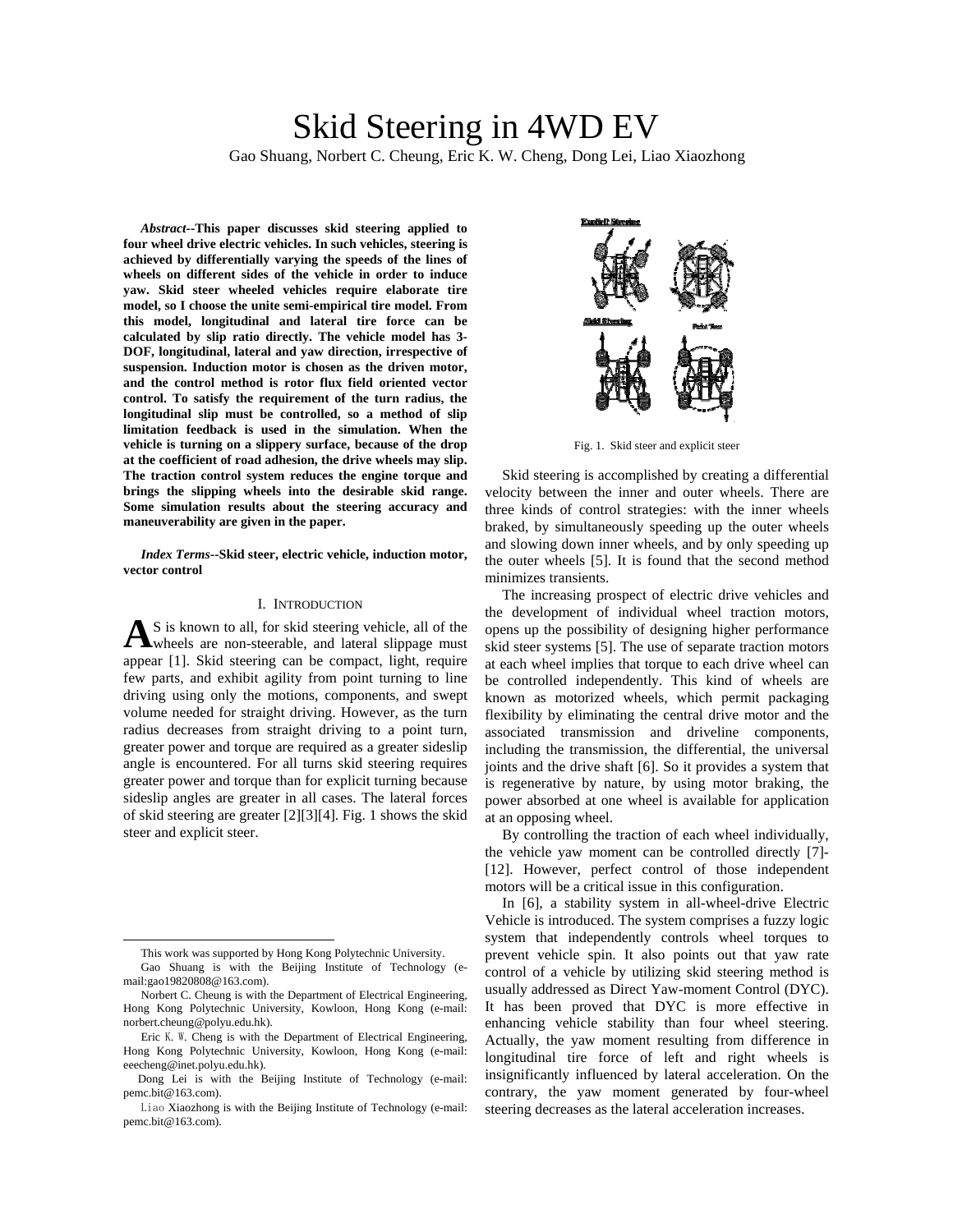# Skid Steering in 4WD EV

Gao Shuang, Norbert C. Cheung, Eric K. W. Cheng, Dong Lei, Liao Xiaozhong

***Abstract*--This paper discusses skid steering applied to four wheel drive electric vehicles. In such vehicles, steering is achieved by differentially varying the speeds of the lines of wheels on different sides of the vehicle in order to induce yaw. Skid steer wheeled vehicles require elaborate tire model, so I choose the unite semi-empirical tire model. From this model, longitudinal and lateral tire force can be calculated by slip ratio directly. The vehicle model has 3-DOF, longitudinal, lateral and yaw direction, irrespective of suspension. Induction motor is chosen as the driven motor, and the control method is rotor flux field oriented vector control. To satisfy the requirement of the turn radius, the longitudinal slip must be controlled, so a method of slip limitation feedback is used in the simulation. When the vehicle is turning on a slippery surface, because of the drop at the coefficient of road adhesion, the drive wheels may slip. The traction control system reduces the engine torque and brings the slipping wheels into the desirable skid range. Some simulation results about the steering accuracy and maneuverability are given in the paper.**

***Index Terms*--Skid steer, electric vehicle, induction motor, vector control**

## I. Introduction

As is known to all, for skid steering vehicle, all of the wheels are non-steerable, and lateral slippage must appear [1]. Skid steering can be compact, light, require few parts, and exhibit agility from point turning to line driving using only the motions, components, and swept volume needed for straight driving. However, as the turn radius decreases from straight driving to a point turn, greater power and torque are required as a greater sideslip angle is encountered. For all turns skid steering requires greater power and torque than for explicit turning because sideslip angles are greater in all cases. The lateral forces of skid steering are greater [2][3][4]. Fig. 1 shows the skid steer and explicit steer.

Explicit Steering

Skid Steering

Point Turn

Fig. 1. Skid steer and explicit steer

Skid steering is accomplished by creating a differential velocity between the inner and outer wheels. There are three kinds of control strategies: with the inner wheels braked, by simultaneously speeding up the outer wheels and slowing down inner wheels, and by only speeding up the outer wheels [5]. It is found that the second method minimizes transients.

The increasing prospect of electric drive vehicles and the development of individual wheel traction motors, opens up the possibility of designing higher performance skid steer systems [5]. The use of separate traction motors at each wheel implies that torque to each drive wheel can be controlled independently. This kind of wheels are known as motorized wheels, which permit packaging flexibility by eliminating the central drive motor and the associated transmission and driveline components, including the transmission, the differential, the universal joints and the drive shaft [6]. So it provides a system that is regenerative by nature, by using motor braking, the power absorbed at one wheel is available for application at an opposing wheel.

By controlling the traction of each wheel individually, the vehicle yaw moment can be controlled directly [7]-[12]. However, perfect control of those independent motors will be a critical issue in this configuration.

In [6], a stability system in all-wheel-drive Electric Vehicle is introduced. The system comprises a fuzzy logic system that independently controls wheel torques to prevent vehicle spin. It also points out that yaw rate control of a vehicle by utilizing skid steering method is usually addressed as Direct Yaw-moment Control (DYC). It has been proved that DYC is more effective in enhancing vehicle stability than four wheel steering. Actually, the yaw moment resulting from difference in longitudinal tire force of left and right wheels is insignificantly influenced by lateral acceleration. On the contrary, the yaw moment generated by four-wheel steering decreases as the lateral acceleration increases.

---

This work was supported by Hong Kong Polytechnic University.

Gao Shuang is with the Beijing Institute of Technology (e-mail:gao19820808@163.com).

Norbert C. Cheung is with the Department of Electrical Engineering, Hong Kong Polytechnic University, Kowloon, Hong Kong (e-mail: norbert.cheung@polyu.edu.hk).

Eric K. W. Cheng is with the Department of Electrical Engineering, Hong Kong Polytechnic University, Kowloon, Hong Kong (e-mail: eeecheng@inet.polyu.edu.hk).

Dong Lei is with the Beijing Institute of Technology (e-mail: pemc.bit@163.com).

Liao Xiaozhong is with the Beijing Institute of Technology (e-mail: pemc.bit@163.com).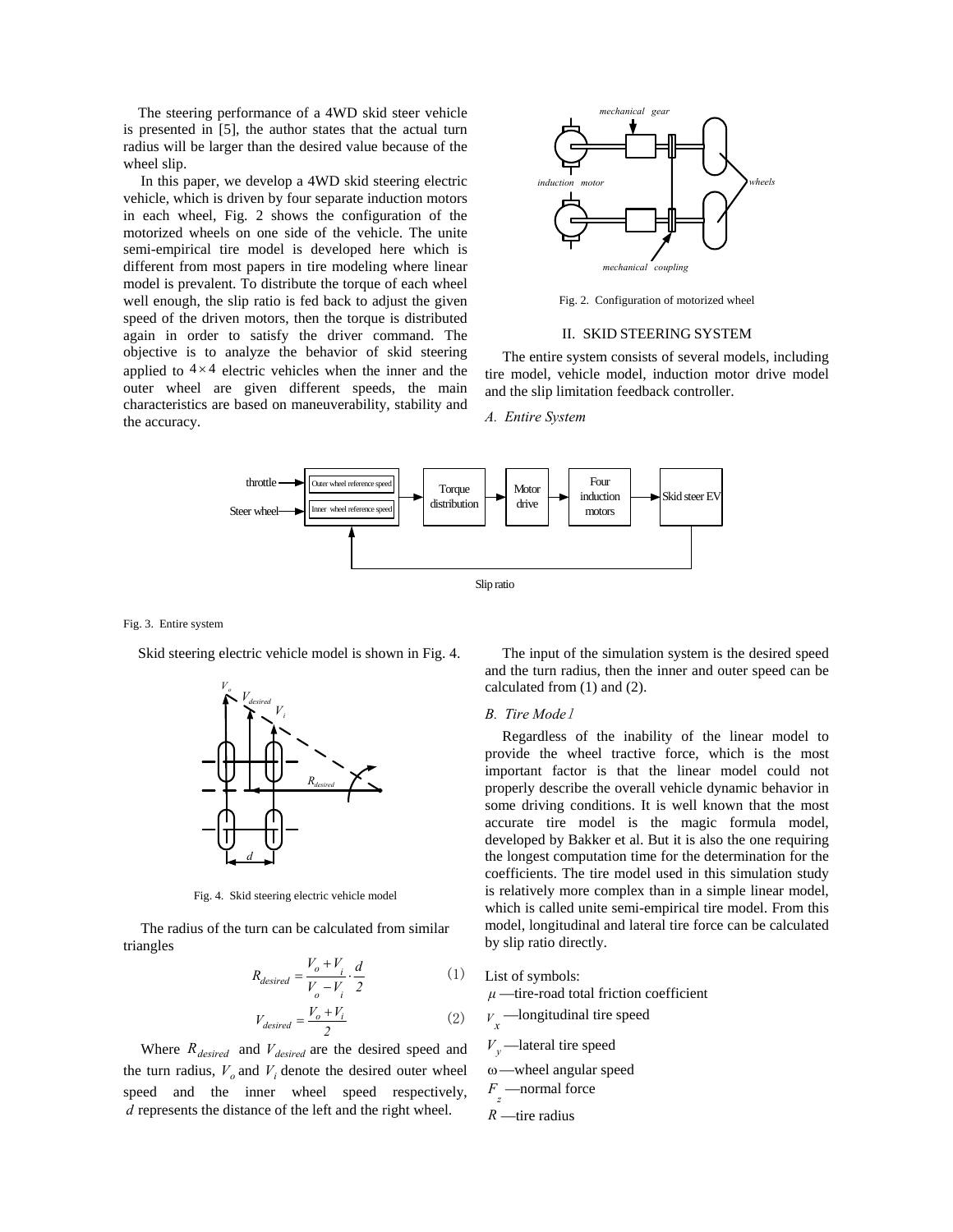The steering performance of a 4WD skid steer vehicle is presented in [5], the author states that the actual turn radius will be larger than the desired value because of the wheel slip.

In this paper, we develop a 4WD skid steering electric vehicle, which is driven by four separate induction motors in each wheel, Fig. 2 shows the configuration of the motorized wheels on one side of the vehicle. The unite semi-empirical tire model is developed here which is different from most papers in tire modeling where linear model is prevalent. To distribute the torque of each wheel well enough, the slip ratio is fed back to adjust the given speed of the driven motors, then the torque is distributed again in order to satisfy the driver command. The objective is to analyze the behavior of skid steering applied to $4\times4$ electric vehicles when the inner and the outer wheel are given different speeds, the main characteristics are based on maneuverability, stability and the accuracy.

Fig. 2. Configuration of motorized wheel

## II. SKID STEERING SYSTEM

The entire system consists of several models, including tire model, vehicle model, induction motor drive model and the slip limitation feedback controller.

### *A. Entire System*

Fig. 3. Entire system

Skid steering electric vehicle model is shown in Fig. 4.

Fig. 4. Skid steering electric vehicle model

The radius of the turn can be calculated from similar triangles

$$R_{desired} = \frac{V_o + V_i}{V_o - V_i} \cdot \frac{d}{2} \tag{1}$$

$$V_{desired} = \frac{V_o + V_i}{2} \tag{2}$$

Where $R_{desired}$ and $V_{desired}$ are the desired speed and the turn radius, $V_o$ and $V_i$ denote the desired outer wheel speed and the inner wheel speed respectively, $d$ represents the distance of the left and the right wheel.

The input of the simulation system is the desired speed and the turn radius, then the inner and outer speed can be calculated from (1) and (2).

### *B. Tire Model*

Regardless of the inability of the linear model to provide the wheel tractive force, which is the most important factor is that the linear model could not properly describe the overall vehicle dynamic behavior in some driving conditions. It is well known that the most accurate tire model is the magic formula model, developed by Bakker et al. But it is also the one requiring the longest computation time for the determination for the coefficients. The tire model used in this simulation study is relatively more complex than in a simple linear model, which is called unite semi-empirical tire model. From this model, longitudinal and lateral tire force can be calculated by slip ratio directly.

List of symbols:

$\mu$ —tire-road total friction coefficient

$V_x$ —longitudinal tire speed

$V_y$ —lateral tire speed

$\omega$ —wheel angular speed

$F_z$ —normal force

$R$ —tire radius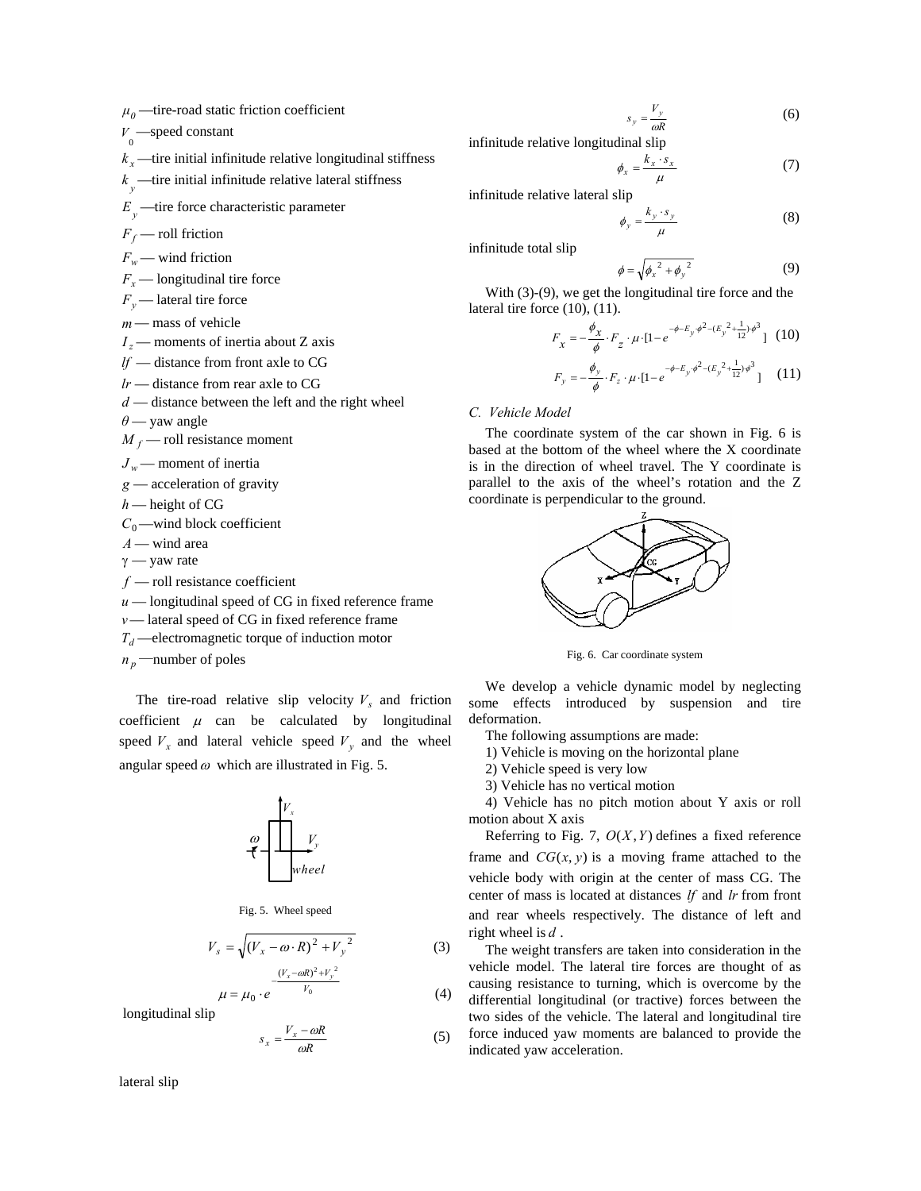$\mu_0$ —tire-road static friction coefficient

$V_0$ —speed constant

$k_x$ —tire initial infinitude relative longitudinal stiffness

$k_y$ —tire initial infinitude relative lateral stiffness

$E_y$ —tire force characteristic parameter

$F_f$ — roll friction

$F_w$ — wind friction

$F_x$ — longitudinal tire force

$F_y$ — lateral tire force

$m$ — mass of vehicle

$I_z$ — moments of inertia about Z axis

$lf$ — distance from front axle to CG

$lr$ — distance from rear axle to CG

$d$ — distance between the left and the right wheel

$\theta$ — yaw angle

$M_f$ — roll resistance moment

$J_w$ — moment of inertia

$g$ — acceleration of gravity

$h$ — height of CG

$C_0$ —wind block coefficient

$A$ — wind area

$\gamma$ — yaw rate

$f$ — roll resistance coefficient

$u$ — longitudinal speed of CG in fixed reference frame

$v$ — lateral speed of CG in fixed reference frame

$T_d$ —electromagnetic torque of induction motor

$n_p$ —number of poles

The tire-road relative slip velocity $V_s$ and friction coefficient $\mu$ can be calculated by longitudinal speed $V_x$ and lateral vehicle speed $V_y$ and the wheel angular speed $\omega$ which are illustrated in Fig. 5.

Fig. 5. Wheel speed

$$V_s = \sqrt{(V_x - \omega \cdot R)^2 + V_y^2} \tag{3}$$

$$\mu = \mu_0 \cdot e^{-\frac{(V_x - \omega R)^2 + V_y^2}{V_0}} \tag{4}$$

longitudinal slip

$$s_x = \frac{V_x - \omega R}{\omega R} \tag{5}$$

lateral slip

$$s_y = \frac{V_y}{\omega R} \tag{6}$$

infinitude relative longitudinal slip

$$\phi_x = \frac{k_x \cdot s_x}{\mu} \tag{7}$$

infinitude relative lateral slip

$$\phi_y = \frac{k_y \cdot s_y}{\mu} \tag{8}$$

infinitude total slip

$$\phi = \sqrt{\phi_x^2 + \phi_y^2} \tag{9}$$

With (3)-(9), we get the longitudinal tire force and the lateral tire force (10), (11).

$$F_x = -\frac{\phi_x}{\phi} \cdot F_z \cdot \mu \cdot [1 - e^{-\phi - E_y \cdot \phi^2 - (E_y^2 + \frac{1}{12}) \cdot \phi^3}] \tag{10}$$

$$F_y = -\frac{\phi_y}{\phi} \cdot F_z \cdot \mu \cdot [1 - e^{-\phi - E_y \cdot \phi^2 - (E_y^2 + \frac{1}{12}) \cdot \phi^3}] \tag{11}$$

### C. Vehicle Model

The coordinate system of the car shown in Fig. 6 is based at the bottom of the wheel where the X coordinate is in the direction of wheel travel. The Y coordinate is parallel to the axis of the wheel's rotation and the Z coordinate is perpendicular to the ground.

Fig. 6. Car coordinate system

We develop a vehicle dynamic model by neglecting some effects introduced by suspension and tire deformation.

The following assumptions are made:

1) Vehicle is moving on the horizontal plane
2) Vehicle speed is very low
3) Vehicle has no vertical motion
4) Vehicle has no pitch motion about Y axis or roll motion about X axis

Referring to Fig. 7, $O(X,Y)$ defines a fixed reference frame and $CG(x,y)$ is a moving frame attached to the vehicle body with origin at the center of mass CG. The center of mass is located at distances $lf$ and $lr$ from front and rear wheels respectively. The distance of left and right wheel is $d$.

The weight transfers are taken into consideration in the vehicle model. The lateral tire forces are thought of as causing resistance to turning, which is overcome by the differential longitudinal (or tractive) forces between the two sides of the vehicle. The lateral and longitudinal tire force induced yaw moments are balanced to provide the indicated yaw acceleration.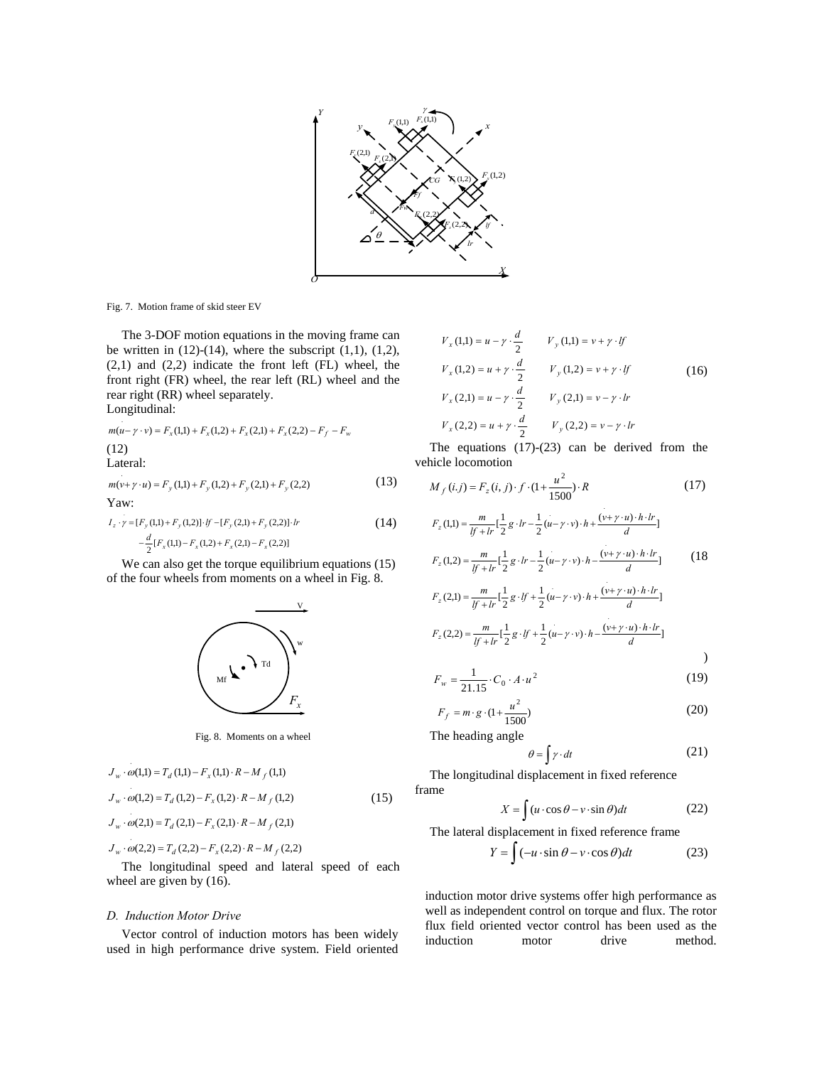Fig. 7. Motion frame of skid steer EV

The 3-DOF motion equations in the moving frame can be written in (12)-(14), where the subscript (1,1), (1,2), (2,1) and (2,2) indicate the front left (FL) wheel, the front right (FR) wheel, the rear left (RL) wheel and the rear right (RR) wheel separately.

Longitudinal:

$$m(\dot{u}-\gamma \cdot v)=F_x(1,1)+F_x(1,2)+F_x(2,1)+F_x(2,2)-F_f-F_w \tag{12}$$

Lateral:

$$m(\dot{v}+\gamma \cdot u)=F_y(1,1)+F_y(1,2)+F_y(2,1)+F_y(2,2) \tag{13}$$

Yaw:

$$I_z \cdot \dot{\gamma}=[F_y(1,1)+F_y(1,2)]\cdot lf-[F_y(2,1)+F_y(2,2)]\cdot lr -\frac{d}{2}[F_x(1,1)-F_x(1,2)+F_x(2,1)-F_x(2,2)] \tag{14}$$

We can also get the torque equilibrium equations (15) of the four wheels from moments on a wheel in Fig. 8.

Fig. 8. Moments on a wheel

$$\begin{aligned}
J_w \cdot \dot{\omega}(1,1) &= T_d(1,1)-F_x(1,1)\cdot R-M_f(1,1)\\
J_w \cdot \dot{\omega}(1,2) &= T_d(1,2)-F_x(1,2)\cdot R-M_f(1,2)\\
J_w \cdot \dot{\omega}(2,1) &= T_d(2,1)-F_x(2,1)\cdot R-M_f(2,1)\\
J_w \cdot \dot{\omega}(2,2) &= T_d(2,2)-F_x(2,2)\cdot R-M_f(2,2)
\end{aligned} \tag{15}$$

The longitudinal speed and lateral speed of each wheel are given by (16).

$$\begin{aligned}
V_x(1,1) &= u-\gamma\cdot\frac{d}{2} & V_y(1,1) &= v+\gamma\cdot lf\\
V_x(1,2) &= u+\gamma\cdot\frac{d}{2} & V_y(1,2) &= v+\gamma\cdot lf\\
V_x(2,1) &= u-\gamma\cdot\frac{d}{2} & V_y(2,1) &= v-\gamma\cdot lr\\
V_x(2,2) &= u+\gamma\cdot\frac{d}{2} & V_y(2,2) &= v-\gamma\cdot lr
\end{aligned} \tag{16}$$

The equations (17)-(23) can be derived from the vehicle locomotion

$$M_f(i.j)=F_z(i,j)\cdot f\cdot(1+\frac{u^2}{1500})\cdot R \tag{17}$$

$$\begin{aligned}
F_z(1,1) &= \frac{m}{lf+lr}[\frac{1}{2}g\cdot lr-\frac{1}{2}(\dot{u}-\gamma\cdot v)\cdot h+\frac{(\dot{v}+\gamma\cdot u)\cdot h\cdot lr}{d}]\\
F_z(1,2) &= \frac{m}{lf+lr}[\frac{1}{2}g\cdot lr-\frac{1}{2}(\dot{u}-\gamma\cdot v)\cdot h-\frac{(\dot{v}+\gamma\cdot u)\cdot h\cdot lr}{d}]\\
F_z(2,1) &= \frac{m}{lf+lr}[\frac{1}{2}g\cdot lf+\frac{1}{2}(\dot{u}-\gamma\cdot v)\cdot h+\frac{(\dot{v}+\gamma\cdot u)\cdot h\cdot lr}{d}]\\
F_z(2,2) &= \frac{m}{lf+lr}[\frac{1}{2}g\cdot lf+\frac{1}{2}(\dot{u}-\gamma\cdot v)\cdot h-\frac{(\dot{v}+\gamma\cdot u)\cdot h\cdot lr}{d}]
\end{aligned} \tag{18}$$

$$F_w=\frac{1}{21.15}\cdot C_0\cdot A\cdot u^2 \tag{19}$$

$$F_f=m\cdot g\cdot(1+\frac{u^2}{1500}) \tag{20}$$

The heading angle

$$\theta=\int\gamma\cdot dt \tag{21}$$

The longitudinal displacement in fixed reference frame

$$X=\int(u\cdot\cos\theta-v\cdot\sin\theta)dt \tag{22}$$

The lateral displacement in fixed reference frame

$$Y=\int(-u\cdot\sin\theta-v\cdot\cos\theta)dt \tag{23}$$

### D. Induction Motor Drive

Vector control of induction motors has been widely used in high performance drive system. Field oriented induction motor drive systems offer high performance as well as independent control on torque and flux. The rotor flux field oriented vector control has been used as the induction motor drive method.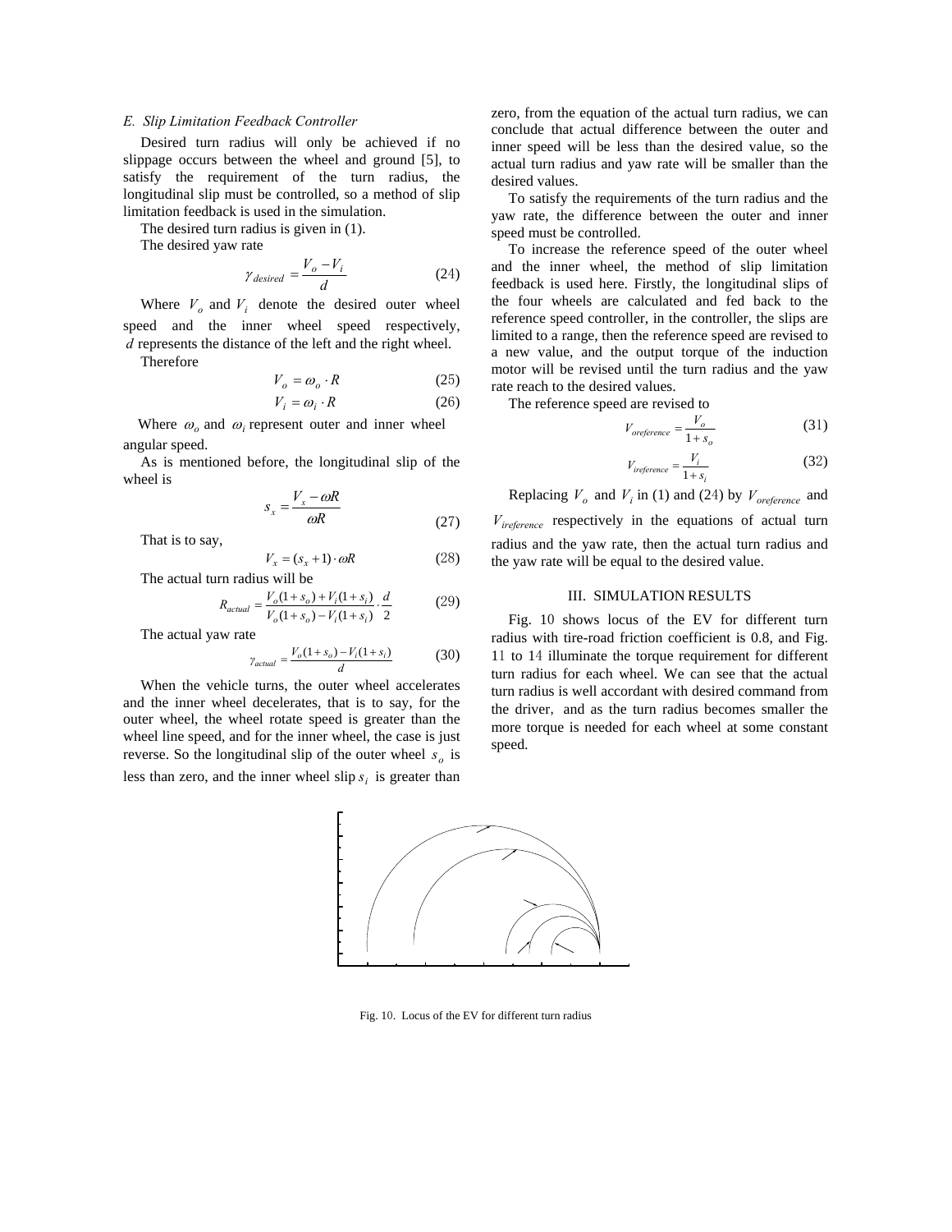### *E. Slip Limitation Feedback Controller*

Desired turn radius will only be achieved if no slippage occurs between the wheel and ground [5], to satisfy the requirement of the turn radius, the longitudinal slip must be controlled, so a method of slip limitation feedback is used in the simulation.

The desired turn radius is given in (1).

The desired yaw rate

$$\gamma_{desired} = \frac{V_o - V_i}{d} \tag{24}$$

Where $V_o$ and $V_i$ denote the desired outer wheel speed and the inner wheel speed respectively, $d$ represents the distance of the left and the right wheel.

Therefore

$$V_o = \omega_o \cdot R \tag{25}$$

$$V_i = \omega_i \cdot R \tag{26}$$

Where $\omega_o$ and $\omega_i$ represent outer and inner wheel angular speed.

As is mentioned before, the longitudinal slip of the wheel is

$$s_x = \frac{V_x - \omega R}{\omega R} \tag{27}$$

That is to say,

$$V_x = (s_x + 1) \cdot \omega R \tag{28}$$

The actual turn radius will be

$$R_{actual} = \frac{V_o(1+s_o) + V_i(1+s_i)}{V_o(1+s_o) - V_i(1+s_i)} \cdot \frac{d}{2} \tag{29}$$

The actual yaw rate

$$\gamma_{actual} = \frac{V_o(1+s_o) - V_i(1+s_i)}{d} \tag{30}$$

When the vehicle turns, the outer wheel accelerates and the inner wheel decelerates, that is to say, for the outer wheel, the wheel rotate speed is greater than the wheel line speed, and for the inner wheel, the case is just reverse. So the longitudinal slip of the outer wheel $s_o$ is less than zero, and the inner wheel slip $s_i$ is greater than zero, from the equation of the actual turn radius, we can conclude that actual difference between the outer and inner speed will be less than the desired value, so the actual turn radius and yaw rate will be smaller than the desired values.

To satisfy the requirements of the turn radius and the yaw rate, the difference between the outer and inner speed must be controlled.

To increase the reference speed of the outer wheel and the inner wheel, the method of slip limitation feedback is used here. Firstly, the longitudinal slips of the four wheels are calculated and fed back to the reference speed controller, in the controller, the slips are limited to a range, then the reference speed are revised to a new value, and the output torque of the induction motor will be revised until the turn radius and the yaw rate reach to the desired values.

The reference speed are revised to

$$V_{oreference} = \frac{V_o}{1+s_o} \tag{31}$$

$$V_{ireference} = \frac{V_i}{1+s_i} \tag{32}$$

Replacing $V_o$ and $V_i$ in (1) and (24) by $V_{oreference}$ and $V_{ireference}$ respectively in the equations of actual turn radius and the yaw rate, then the actual turn radius and the yaw rate will be equal to the desired value.

## III. SIMULATION RESULTS

Fig. 10 shows locus of the EV for different turn radius with tire-road friction coefficient is 0.8, and Fig. 11 to 14 illuminate the torque requirement for different turn radius for each wheel. We can see that the actual turn radius is well accordant with desired command from the driver, and as the turn radius becomes smaller the more torque is needed for each wheel at some constant speed.

Fig. 10. Locus of the EV for different turn radius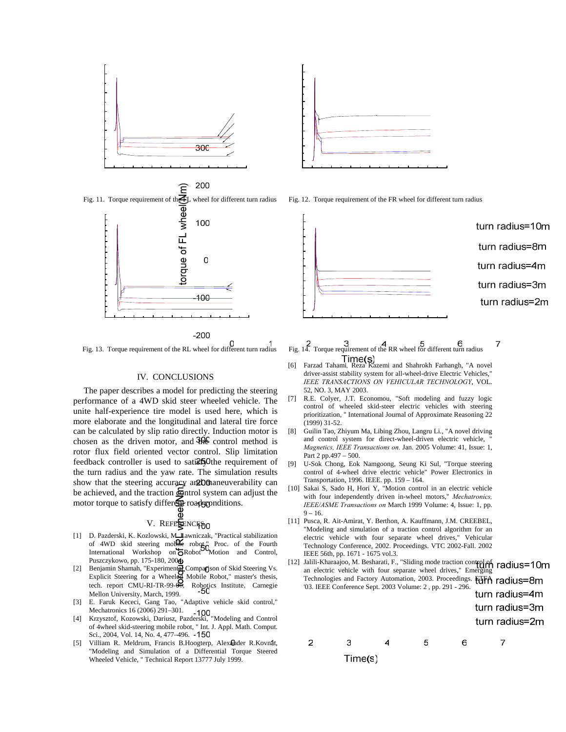Fig. 11. Torque requirement of the FL wheel for different turn radius

Fig. 12. Torque requirement of the FR wheel for different turn radius

300

200

100

0

-100

-200

torque of FL wheel(Nm)

0 1 2 3 4 5 6 7

Time(s)

turn radius=10m

turn radius=8m

turn radius=4m

turn radius=3m

turn radius=2m

Fig. 13. Torque requirement of the RL wheel for different turn radius

Fig. 14. Torque requirement of the RR wheel for different turn radius

300

250

200

150

100

50

0

-50

-100

-150

torque of RL wheel(Nm)

0 1 2 3 4 5 6 7

Time(s)

turn radius=10m

turn radius=8m

turn radius=4m

turn radius=3m

turn radius=2m

## IV. CONCLUSIONS

The paper describes a model for predicting the steering performance of a 4WD skid steer wheeled vehicle. The unite half-experience tire model is used here, which is more elaborate and the longitudinal and lateral tire force can be calculated by slip ratio directly. Induction motor is chosen as the driven motor, and the control method is rotor flux field oriented vector control. Slip limitation feedback controller is used to satisfy the requirement of the turn radius and the yaw rate. The simulation results show that the steering accuracy and maneuverability can be achieved, and the traction control system can adjust the motor torque to satisfy different road conditions.

## V. REFERENCES

[1] D. Pazderski, K. Kozlowski, M. Lawniczak, "Practical stabilization of 4WD skid steering mobile robot," Proc. of the Fourth International Workshop on Robot Motion and Control, Puszczykowo, pp. 175-180, 2004.

[2] Benjamin Shamah, "Experimental Comparison of Skid Steering Vs. Explicit Steering for a Wheeled Mobile Robot," master's thesis, tech. report CMU-RI-TR-99-06, Robotics Institute, Carnegie Mellon University, March, 1999.

[3] E. Faruk Kececi, Gang Tao, "Adaptive vehicle skid control," Mechatronics 16 (2006) 291–301.

[4] Krzysztof, Kozowski, Dariusz, Pazderski, "Modeling and Control of 4wheel skid-steering mobile robot, " Int. J. Appl. Math. Comput. Sci., 2004, Vol. 14, No. 4, 477–496.

[5] Villiam R. Meldrum, Francis B.Hoogterp, Alexander R.Kovnat, "Modeling and Simulation of a Differential Torque Steered Wheeled Vehicle, " Technical Report 13777 July 1999.

[6] Farzad Tahami, Reza Kazemi and Shahrokh Farhangh, "A novel driver-assist stability system for all-wheel-drive Electric Vehicles," *IEEE TRANSACTIONS ON VEHICULAR TECHNOLOGY*, VOL. 52, NO. 3, MAY 2003.

[7] R.E. Colyer, J.T. Economou, "Soft modeling and fuzzy logic control of wheeled skid-steer electric vehicles with steering prioritization, " International Journal of Approximate Reasoning 22 (1999) 31-52.

[8] Guilin Tao, Zhiyum Ma, Libing Zhou, Langru Li., "A novel driving and control system for direct-wheel-driven electric vehicle, " *Magnetics, IEEE Transactions on.* Jan. 2005 Volume: 41, Issue: 1, Part 2 pp.497 – 500.

[9] U-Sok Chong, Eok Namgoong, Seung Ki Sul, "Torque steering control of 4-wheel drive electric vehicle" Power Electronics in Transportation, 1996. IEEE. pp. 159 – 164.

[10] Sakai S, Sado H, Hori Y, "Motion control in an electric vehicle with four independently driven in-wheel motors," *Mechatronics, IEEE/ASME Transactions on* March 1999 Volume: 4, Issue: 1, pp. 9 – 16.

[11] Pusca, R. Ait-Amirat, Y. Berthon, A. Kauffmann, J.M. CREEBEL, "Modeling and simulation of a traction control algorithm for an electric vehicle with four separate wheel drives," Vehicular Technology Conference, 2002. Proceedings. VTC 2002-Fall. 2002 IEEE 56th, pp. 1671 - 1675 vol.3.

[12] Jalili-Kharaajoo, M. Besharati, F., "Sliding mode traction control of an electric vehicle with four separate wheel drives," Emerging Technologies and Factory Automation, 2003. Proceedings. ETFA '03. IEEE Conference Sept. 2003 Volume: 2 , pp. 291 - 296.